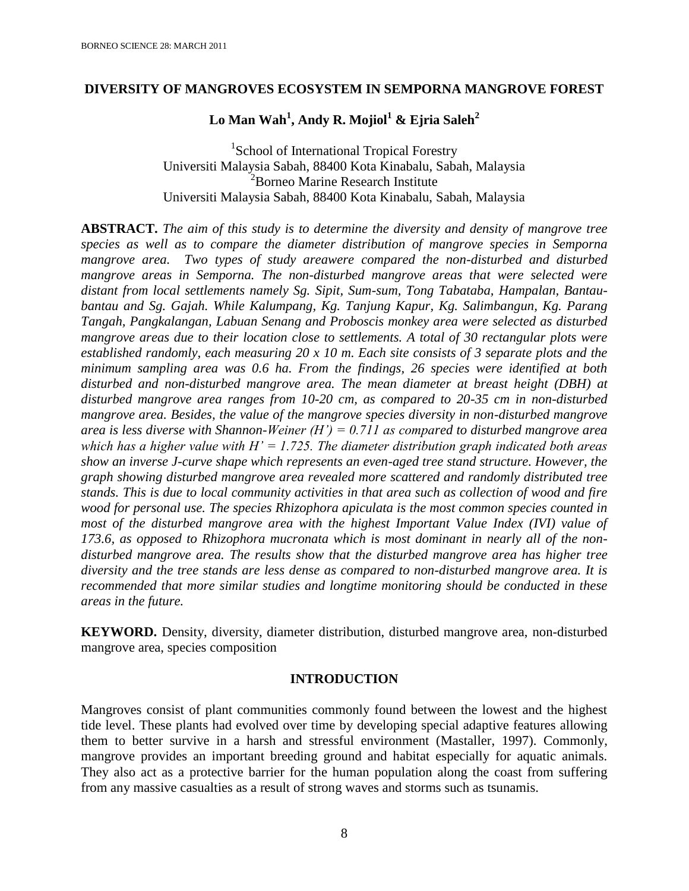# DIVERSITY OF MANGROVES ECOSYSTEM IN SEMPORNA MANGROVE FOREST

**Lo Man Wah[1], Andy R. Mojiol[1] & Ejria Saleh[2]**

[1]School of International Tropical Forestry
Universiti Malaysia Sabah, 88400 Kota Kinabalu, Sabah, Malaysia
[2]Borneo Marine Research Institute
Universiti Malaysia Sabah, 88400 Kota Kinabalu, Sabah, Malaysia

**ABSTRACT.** *The aim of this study is to determine the diversity and density of mangrove tree species as well as to compare the diameter distribution of mangrove species in Semporna mangrove area. Two types of study areawere compared the non-disturbed and disturbed mangrove areas in Semporna. The non-disturbed mangrove areas that were selected were distant from local settlements namely Sg. Sipit, Sum-sum, Tong Tabataba, Hampalan, Bantau-bantau and Sg. Gajah. While Kalumpang, Kg. Tanjung Kapur, Kg. Salimbangun, Kg. Parang Tangah, Pangkalangan, Labuan Senang and Proboscis monkey area were selected as disturbed mangrove areas due to their location close to settlements. A total of 30 rectangular plots were established randomly, each measuring 20 x 10 m. Each site consists of 3 separate plots and the minimum sampling area was 0.6 ha. From the findings, 26 species were identified at both disturbed and non-disturbed mangrove area. The mean diameter at breast height (DBH) at disturbed mangrove area ranges from 10-20 cm, as compared to 20-35 cm in non-disturbed mangrove area. Besides, the value of the mangrove species diversity in non-disturbed mangrove area is less diverse with Shannon-Weiner (H') = 0.711 as compared to disturbed mangrove area which has a higher value with H' = 1.725. The diameter distribution graph indicated both areas show an inverse J-curve shape which represents an even-aged tree stand structure. However, the graph showing disturbed mangrove area revealed more scattered and randomly distributed tree stands. This is due to local community activities in that area such as collection of wood and fire wood for personal use. The species Rhizophora apiculata is the most common species counted in most of the disturbed mangrove area with the highest Important Value Index (IVI) value of 173.6, as opposed to Rhizophora mucronata which is most dominant in nearly all of the non-disturbed mangrove area. The results show that the disturbed mangrove area has higher tree diversity and the tree stands are less dense as compared to non-disturbed mangrove area. It is recommended that more similar studies and longtime monitoring should be conducted in these areas in the future.*

**KEYWORD.** Density, diversity, diameter distribution, disturbed mangrove area, non-disturbed mangrove area, species composition

## INTRODUCTION

Mangroves consist of plant communities commonly found between the lowest and the highest tide level. These plants had evolved over time by developing special adaptive features allowing them to better survive in a harsh and stressful environment (Mastaller, 1997). Commonly, mangrove provides an important breeding ground and habitat especially for aquatic animals. They also act as a protective barrier for the human population along the coast from suffering from any massive casualties as a result of strong waves and storms such as tsunamis.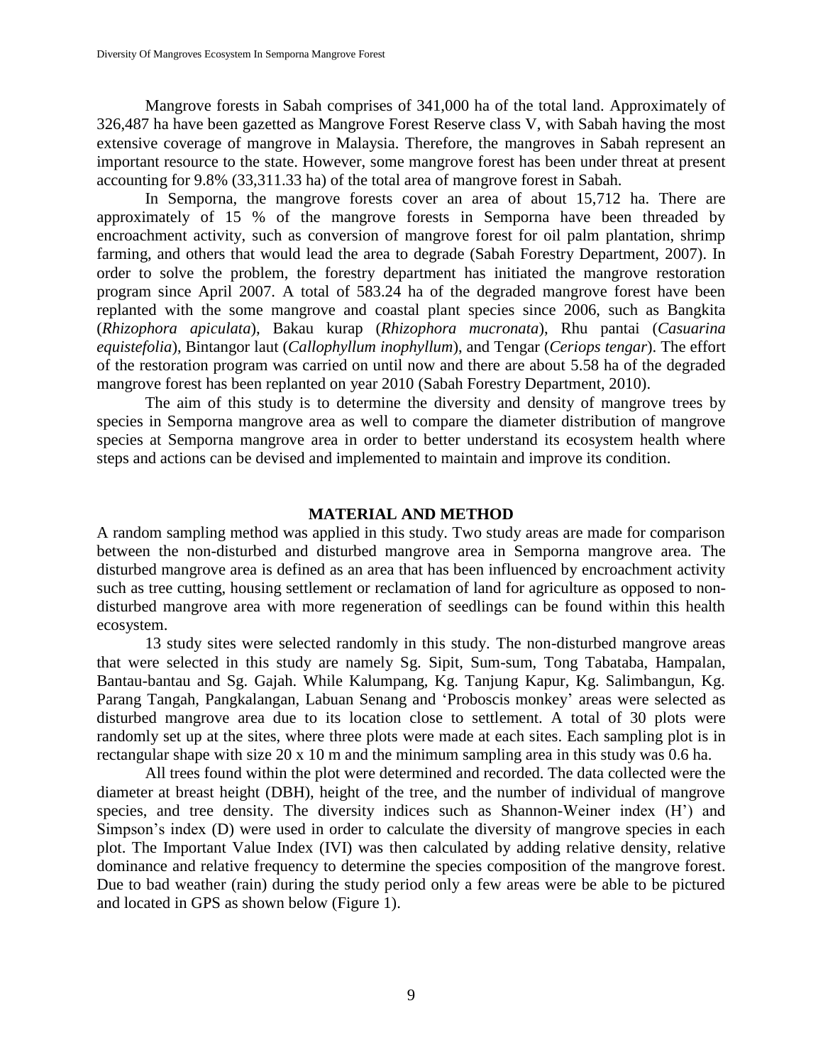Mangrove forests in Sabah comprises of 341,000 ha of the total land. Approximately of 326,487 ha have been gazetted as Mangrove Forest Reserve class V, with Sabah having the most extensive coverage of mangrove in Malaysia. Therefore, the mangroves in Sabah represent an important resource to the state. However, some mangrove forest has been under threat at present accounting for 9.8% (33,311.33 ha) of the total area of mangrove forest in Sabah.

In Semporna, the mangrove forests cover an area of about 15,712 ha. There are approximately of 15 % of the mangrove forests in Semporna have been threaded by encroachment activity, such as conversion of mangrove forest for oil palm plantation, shrimp farming, and others that would lead the area to degrade (Sabah Forestry Department, 2007). In order to solve the problem, the forestry department has initiated the mangrove restoration program since April 2007. A total of 583.24 ha of the degraded mangrove forest have been replanted with the some mangrove and coastal plant species since 2006, such as Bangkita (*Rhizophora apiculata*), Bakau kurap (*Rhizophora mucronata*), Rhu pantai (*Casuarina equistefolia*), Bintangor laut (*Callophyllum inophyllum*), and Tengar (*Ceriops tengar*). The effort of the restoration program was carried on until now and there are about 5.58 ha of the degraded mangrove forest has been replanted on year 2010 (Sabah Forestry Department, 2010).

The aim of this study is to determine the diversity and density of mangrove trees by species in Semporna mangrove area as well to compare the diameter distribution of mangrove species at Semporna mangrove area in order to better understand its ecosystem health where steps and actions can be devised and implemented to maintain and improve its condition.

## MATERIAL AND METHOD

A random sampling method was applied in this study. Two study areas are made for comparison between the non-disturbed and disturbed mangrove area in Semporna mangrove area. The disturbed mangrove area is defined as an area that has been influenced by encroachment activity such as tree cutting, housing settlement or reclamation of land for agriculture as opposed to non-disturbed mangrove area with more regeneration of seedlings can be found within this health ecosystem.

13 study sites were selected randomly in this study. The non-disturbed mangrove areas that were selected in this study are namely Sg. Sipit, Sum-sum, Tong Tabataba, Hampalan, Bantau-bantau and Sg. Gajah. While Kalumpang, Kg. Tanjung Kapur, Kg. Salimbangun, Kg. Parang Tangah, Pangkalangan, Labuan Senang and 'Proboscis monkey' areas were selected as disturbed mangrove area due to its location close to settlement. A total of 30 plots were randomly set up at the sites, where three plots were made at each sites. Each sampling plot is in rectangular shape with size 20 x 10 m and the minimum sampling area in this study was 0.6 ha.

All trees found within the plot were determined and recorded. The data collected were the diameter at breast height (DBH), height of the tree, and the number of individual of mangrove species, and tree density. The diversity indices such as Shannon-Weiner index (H') and Simpson's index (D) were used in order to calculate the diversity of mangrove species in each plot. The Important Value Index (IVI) was then calculated by adding relative density, relative dominance and relative frequency to determine the species composition of the mangrove forest. Due to bad weather (rain) during the study period only a few areas were be able to be pictured and located in GPS as shown below (Figure 1).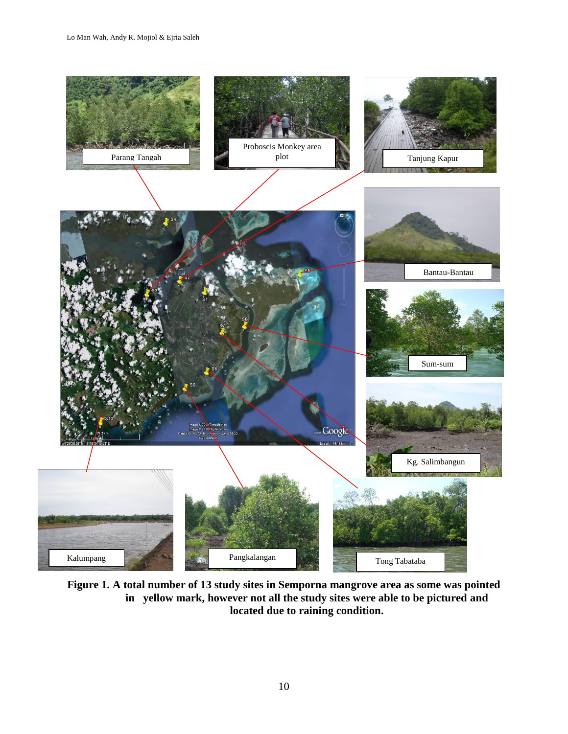Parang Tangah

Proboscis Monkey area plot

Tanjung Kapur

Bantau-Bantau

Sum-sum

Kg. Salimbangun

Kalumpang

Pangkalangan

Tong Tabataba

**Figure 1. A total number of 13 study sites in Semporna mangrove area as some was pointed in yellow mark, however not all the study sites were able to be pictured and located due to raining condition.**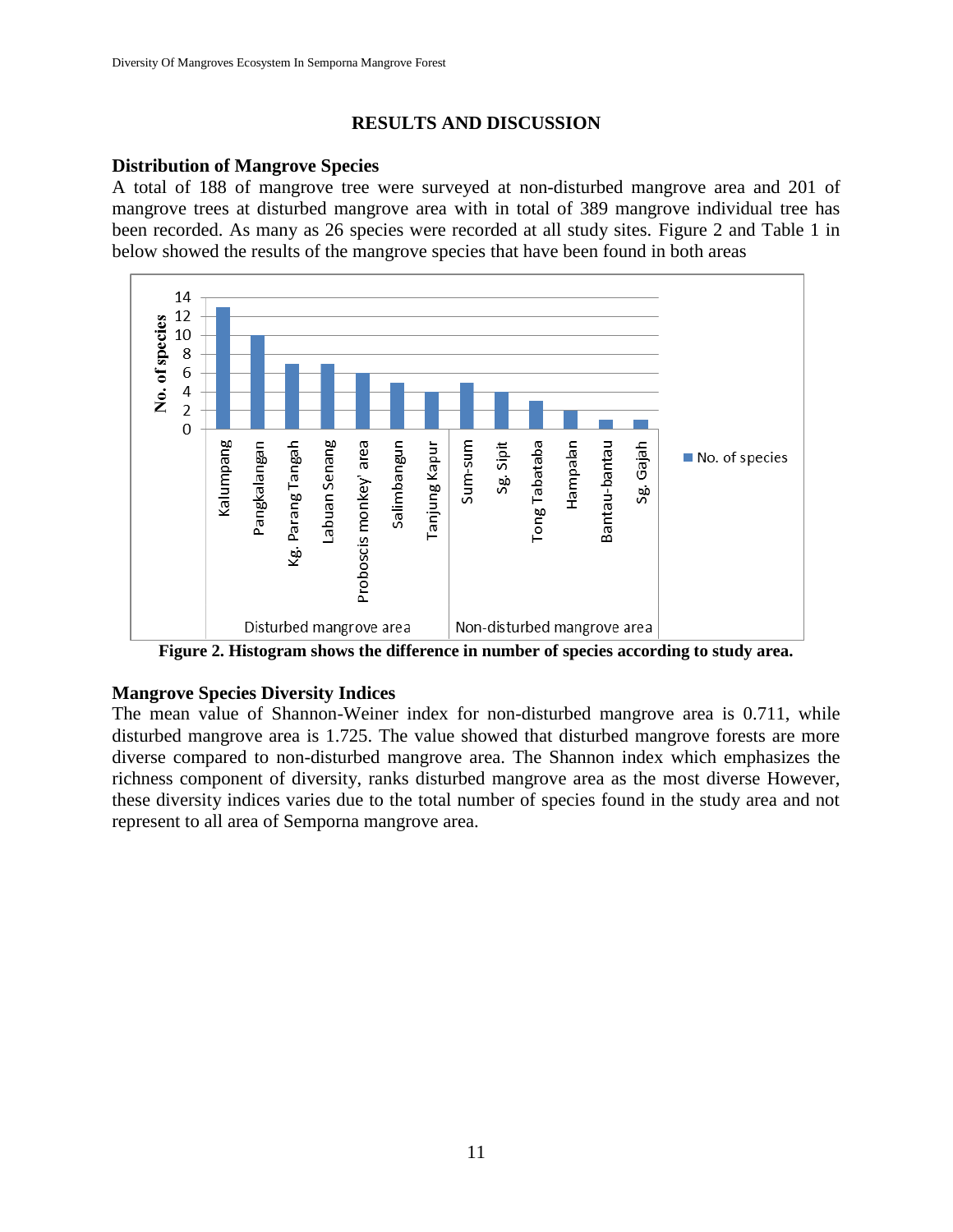## RESULTS AND DISCUSSION

### Distribution of Mangrove Species

A total of 188 of mangrove tree were surveyed at non-disturbed mangrove area and 201 of mangrove trees at disturbed mangrove area with in total of 389 mangrove individual tree has been recorded. As many as 26 species were recorded at all study sites. Figure 2 and Table 1 in below showed the results of the mangrove species that have been found in both areas

**Figure 2. Histogram shows the difference in number of species according to study area.**

### Mangrove Species Diversity Indices

The mean value of Shannon-Weiner index for non-disturbed mangrove area is 0.711, while disturbed mangrove area is 1.725. The value showed that disturbed mangrove forests are more diverse compared to non-disturbed mangrove area. The Shannon index which emphasizes the richness component of diversity, ranks disturbed mangrove area as the most diverse However, these diversity indices varies due to the total number of species found in the study area and not represent to all area of Semporna mangrove area.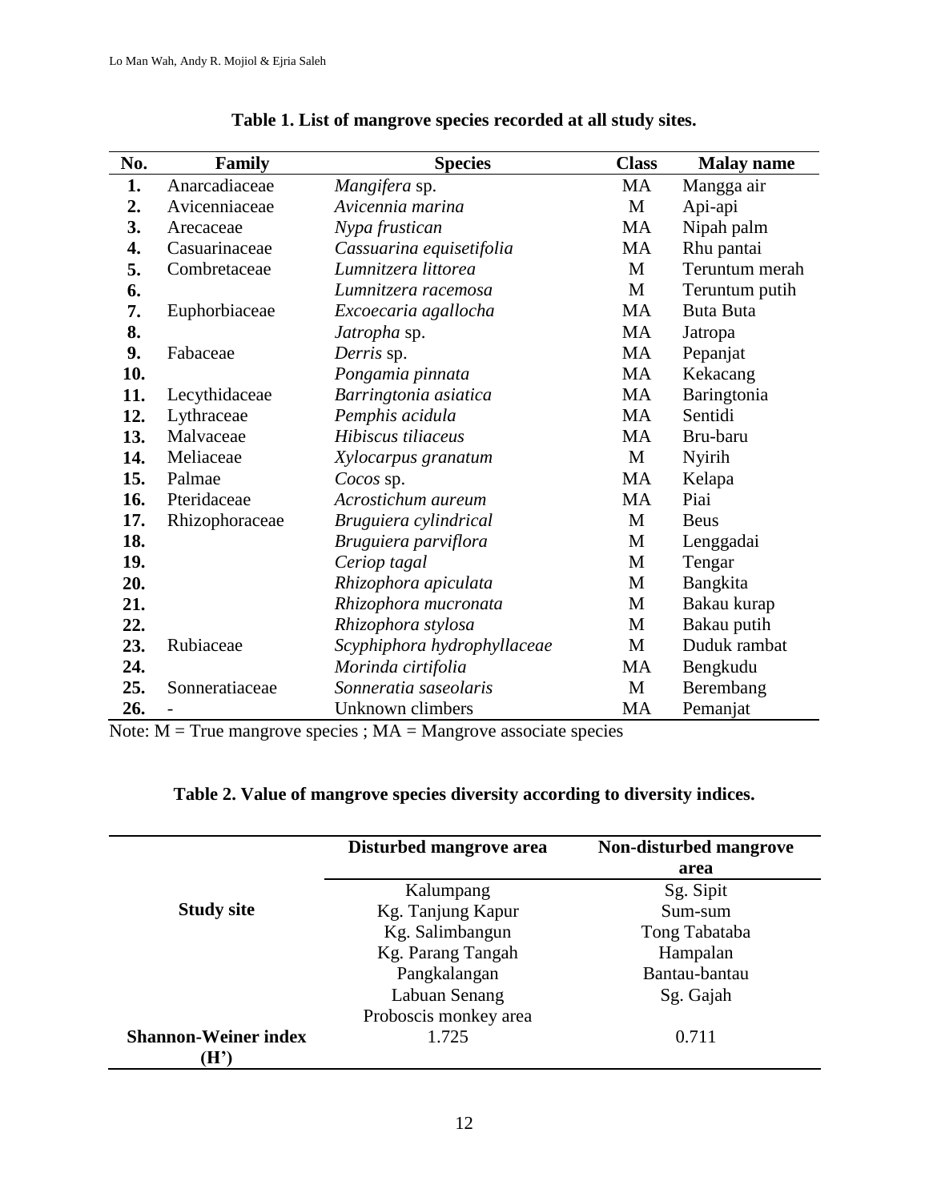**Table 1. List of mangrove species recorded at all study sites.**

| No. | Family | Species | Class | Malay name |
|---|---|---|---|---|
| **1.** | Anarcadiaceae | *Mangifera* sp. | MA | Mangga air |
| **2.** | Avicenniaceae | *Avicennia marina* | M | Api-api |
| **3.** | Arecaceae | *Nypa frustican* | MA | Nipah palm |
| **4.** | Casuarinaceae | *Cassuarina equisetifolia* | MA | Rhu pantai |
| **5.** | Combretaceae | *Lumnitzera littorea* | M | Teruntum merah |
| **6.** | | *Lumnitzera racemosa* | M | Teruntum putih |
| **7.** | Euphorbiaceae | *Excoecaria agallocha* | MA | Buta Buta |
| **8.** | | *Jatropha* sp. | MA | Jatropa |
| **9.** | Fabaceae | *Derris* sp. | MA | Pepanjat |
| **10.** | | *Pongamia pinnata* | MA | Kekacang |
| **11.** | Lecythidaceae | *Barringtonia asiatica* | MA | Baringtonia |
| **12.** | Lythraceae | *Pemphis acidula* | MA | Sentidi |
| **13.** | Malvaceae | *Hibiscus tiliaceus* | MA | Bru-baru |
| **14.** | Meliaceae | *Xylocarpus granatum* | M | Nyirih |
| **15.** | Palmae | *Cocos* sp. | MA | Kelapa |
| **16.** | Pteridaceae | *Acrostichum aureum* | MA | Piai |
| **17.** | Rhizophoraceae | *Bruguiera cylindrical* | M | Beus |
| **18.** | | *Bruguiera parviflora* | M | Lenggadai |
| **19.** | | *Ceriop tagal* | M | Tengar |
| **20.** | | *Rhizophora apiculata* | M | Bangkita |
| **21.** | | *Rhizophora mucronata* | M | Bakau kurap |
| **22.** | | *Rhizophora stylosa* | M | Bakau putih |
| **23.** | Rubiaceae | *Scyphiphora hydrophyllaceae* | M | Duduk rambat |
| **24.** | | *Morinda cirtifolia* | MA | Bengkudu |
| **25.** | Sonneratiaceae | *Sonneratia saseolaris* | M | Berembang |
| **26.** | - | Unknown climbers | MA | Pemanjat |

Note: M = True mangrove species ; MA = Mangrove associate species

**Table 2. Value of mangrove species diversity according to diversity indices.**

| | **Disturbed mangrove area** | **Non-disturbed mangrove area** |
|---|---|---|
| **Study site** | Kalumpang<br>Kg. Tanjung Kapur<br>Kg. Salimbangun<br>Kg. Parang Tangah<br>Pangkalangan<br>Labuan Senang<br>Proboscis monkey area | Sg. Sipit<br>Sum-sum<br>Tong Tabataba<br>Hampalan<br>Bantau-bantau<br>Sg. Gajah |
| **Shannon-Weiner index (H')** | 1.725 | 0.711 |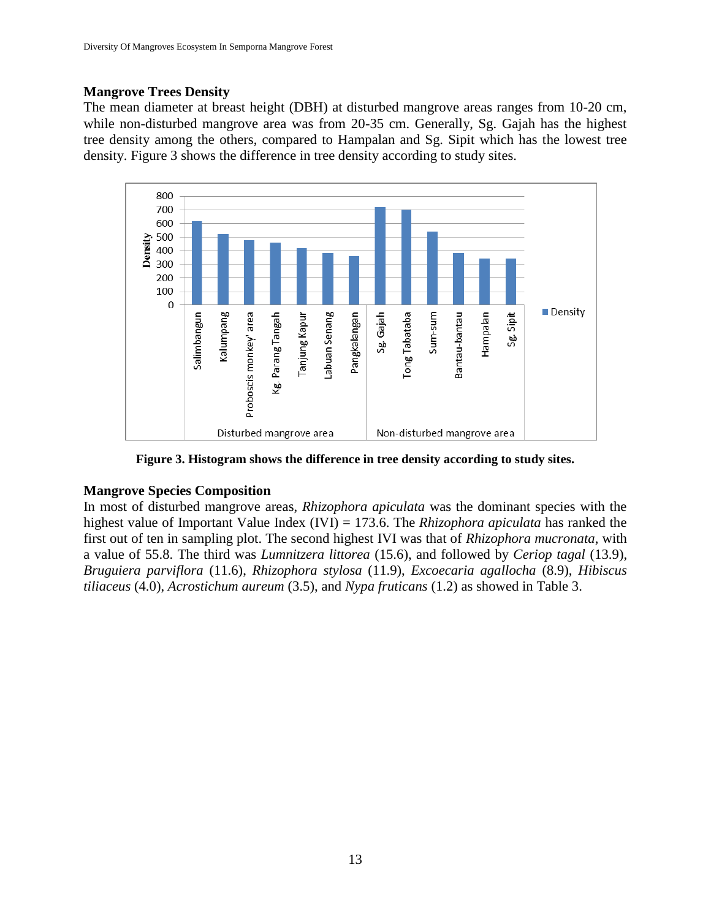### Mangrove Trees Density

The mean diameter at breast height (DBH) at disturbed mangrove areas ranges from 10-20 cm, while non-disturbed mangrove area was from 20-35 cm. Generally, Sg. Gajah has the highest tree density among the others, compared to Hampalan and Sg. Sipit which has the lowest tree density. Figure 3 shows the difference in tree density according to study sites.

**Figure 3. Histogram shows the difference in tree density according to study sites.**

### Mangrove Species Composition

In most of disturbed mangrove areas, *Rhizophora apiculata* was the dominant species with the highest value of Important Value Index (IVI) = 173.6. The *Rhizophora apiculata* has ranked the first out of ten in sampling plot. The second highest IVI was that of *Rhizophora mucronata*, with a value of 55.8. The third was *Lumnitzera littorea* (15.6), and followed by *Ceriop tagal* (13.9), *Bruguiera parviflora* (11.6), *Rhizophora stylosa* (11.9), *Excoecaria agallocha* (8.9), *Hibiscus tiliaceus* (4.0), *Acrostichum aureum* (3.5), and *Nypa fruticans* (1.2) as showed in Table 3.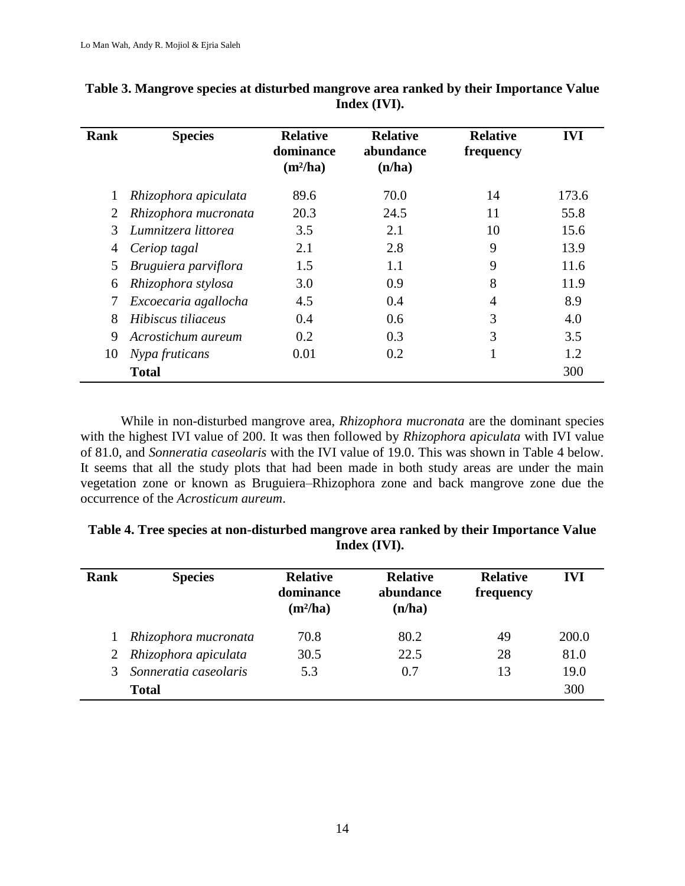**Table 3. Mangrove species at disturbed mangrove area ranked by their Importance Value Index (IVI).**

| Rank | Species | Relative dominance ($m^2$/ha) | Relative abundance (n/ha) | Relative frequency | IVI |
|---|---|---|---|---|---|
| 1 | *Rhizophora apiculata* | 89.6 | 70.0 | 14 | 173.6 |
| 2 | *Rhizophora mucronata* | 20.3 | 24.5 | 11 | 55.8 |
| 3 | *Lumnitzera littorea* | 3.5 | 2.1 | 10 | 15.6 |
| 4 | *Ceriop tagal* | 2.1 | 2.8 | 9 | 13.9 |
| 5 | *Bruguiera parviflora* | 1.5 | 1.1 | 9 | 11.6 |
| 6 | *Rhizophora stylosa* | 3.0 | 0.9 | 8 | 11.9 |
| 7 | *Excoecaria agallocha* | 4.5 | 0.4 | 4 | 8.9 |
| 8 | *Hibiscus tiliaceus* | 0.4 | 0.6 | 3 | 4.0 |
| 9 | *Acrostichum aureum* | 0.2 | 0.3 | 3 | 3.5 |
| 10 | *Nypa fruticans* | 0.01 | 0.2 | 1 | 1.2 |
| | **Total** | | | | 300 |

While in non-disturbed mangrove area, *Rhizophora mucronata* are the dominant species with the highest IVI value of 200. It was then followed by *Rhizophora apiculata* with IVI value of 81.0, and *Sonneratia caseolaris* with the IVI value of 19.0. This was shown in Table 4 below. It seems that all the study plots that had been made in both study areas are under the main vegetation zone or known as Bruguiera–Rhizophora zone and back mangrove zone due the occurrence of the *Acrosticum aureum*.

**Table 4. Tree species at non-disturbed mangrove area ranked by their Importance Value Index (IVI).**

| Rank | Species | Relative dominance ($m^2$/ha) | Relative abundance (n/ha) | Relative frequency | IVI |
|---|---|---|---|---|---|
| 1 | *Rhizophora mucronata* | 70.8 | 80.2 | 49 | 200.0 |
| 2 | *Rhizophora apiculata* | 30.5 | 22.5 | 28 | 81.0 |
| 3 | *Sonneratia caseolaris* | 5.3 | 0.7 | 13 | 19.0 |
| | **Total** | | | | 300 |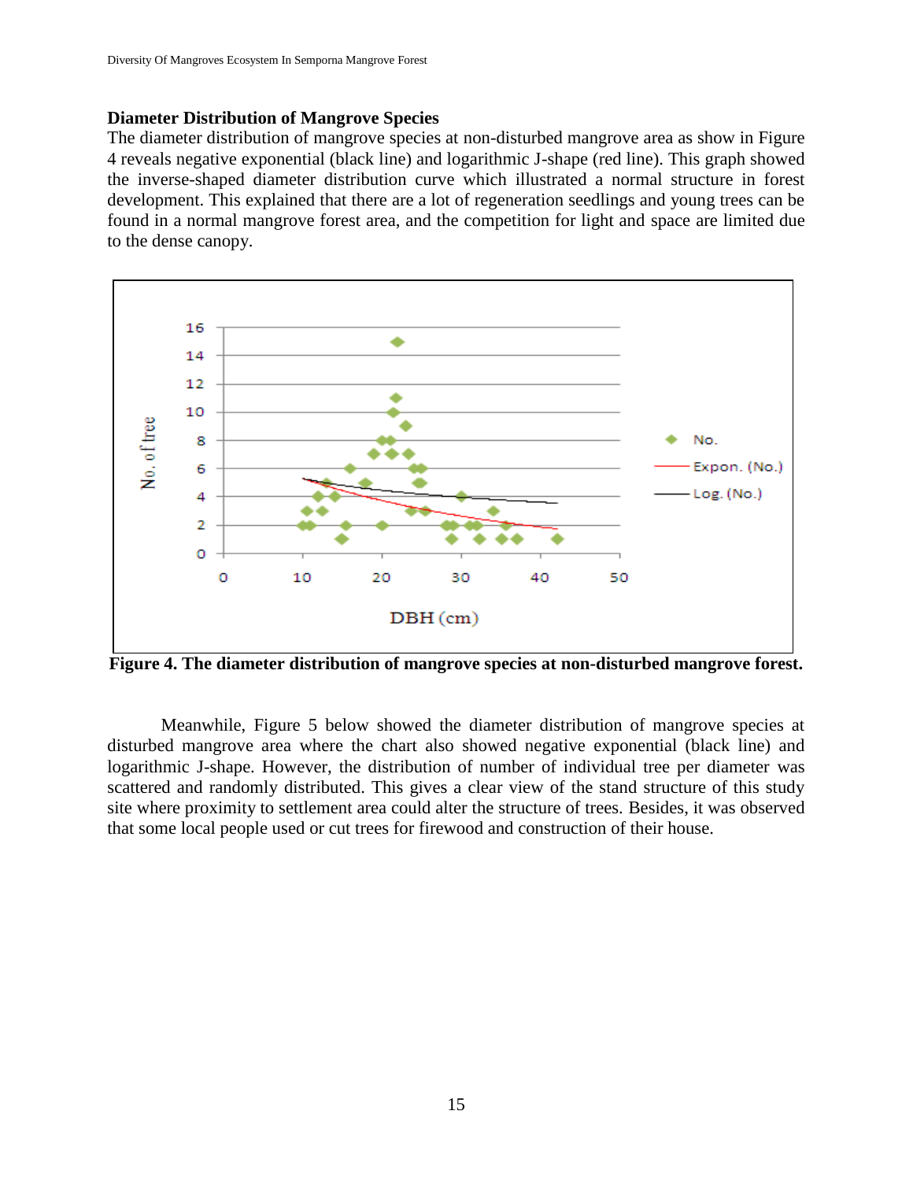### Diameter Distribution of Mangrove Species

The diameter distribution of mangrove species at non-disturbed mangrove area as show in Figure 4 reveals negative exponential (black line) and logarithmic J-shape (red line). This graph showed the inverse-shaped diameter distribution curve which illustrated a normal structure in forest development. This explained that there are a lot of regeneration seedlings and young trees can be found in a normal mangrove forest area, and the competition for light and space are limited due to the dense canopy.

**Figure 4. The diameter distribution of mangrove species at non-disturbed mangrove forest.**

Meanwhile, Figure 5 below showed the diameter distribution of mangrove species at disturbed mangrove area where the chart also showed negative exponential (black line) and logarithmic J-shape. However, the distribution of number of individual tree per diameter was scattered and randomly distributed. This gives a clear view of the stand structure of this study site where proximity to settlement area could alter the structure of trees. Besides, it was observed that some local people used or cut trees for firewood and construction of their house.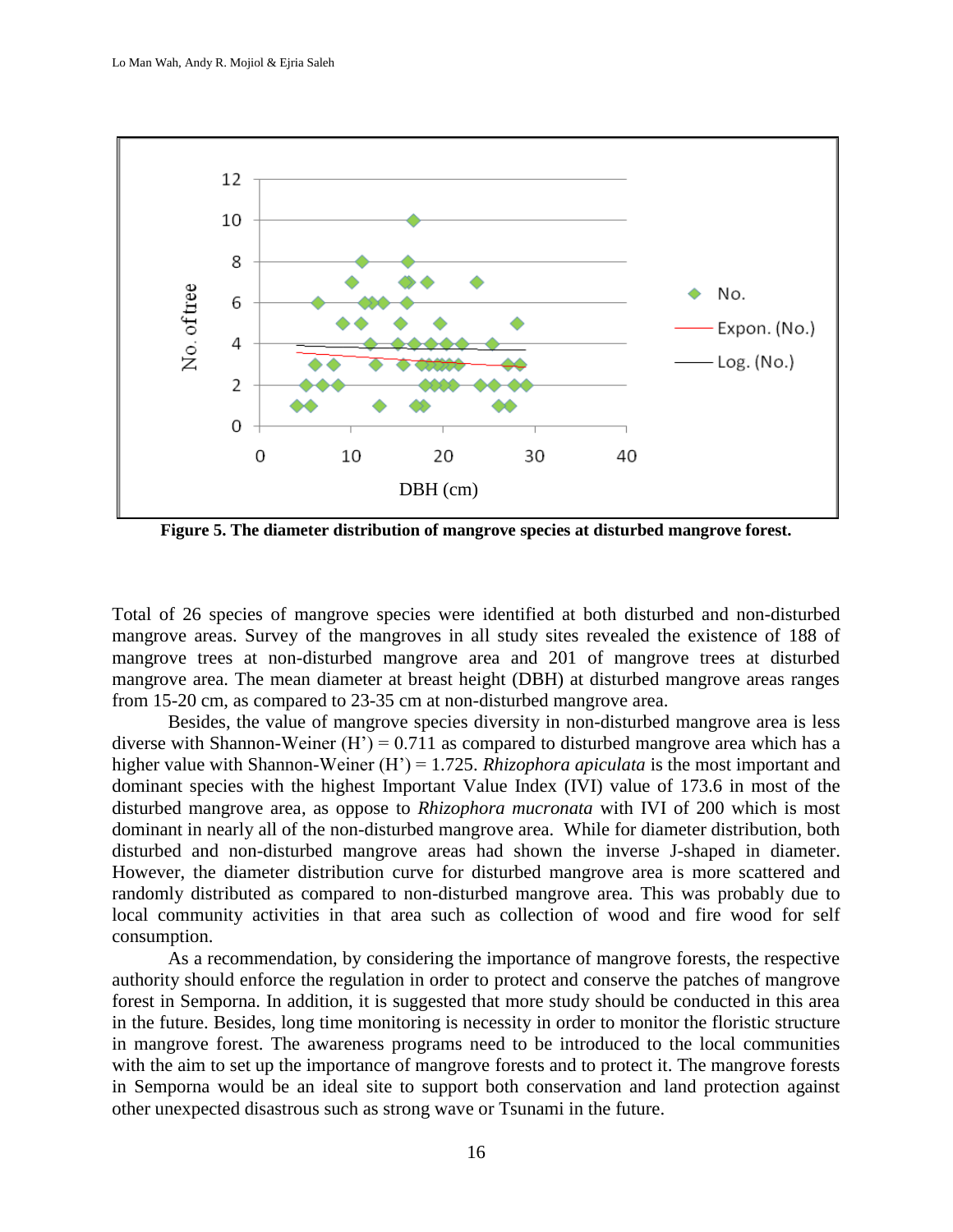**Figure 5. The diameter distribution of mangrove species at disturbed mangrove forest.**

Total of 26 species of mangrove species were identified at both disturbed and non-disturbed mangrove areas. Survey of the mangroves in all study sites revealed the existence of 188 of mangrove trees at non-disturbed mangrove area and 201 of mangrove trees at disturbed mangrove area. The mean diameter at breast height (DBH) at disturbed mangrove areas ranges from 15-20 cm, as compared to 23-35 cm at non-disturbed mangrove area.

Besides, the value of mangrove species diversity in non-disturbed mangrove area is less diverse with Shannon-Weiner (H') = 0.711 as compared to disturbed mangrove area which has a higher value with Shannon-Weiner (H') = 1.725. *Rhizophora apiculata* is the most important and dominant species with the highest Important Value Index (IVI) value of 173.6 in most of the disturbed mangrove area, as oppose to *Rhizophora mucronata* with IVI of 200 which is most dominant in nearly all of the non-disturbed mangrove area. While for diameter distribution, both disturbed and non-disturbed mangrove areas had shown the inverse J-shaped in diameter. However, the diameter distribution curve for disturbed mangrove area is more scattered and randomly distributed as compared to non-disturbed mangrove area. This was probably due to local community activities in that area such as collection of wood and fire wood for self consumption.

As a recommendation, by considering the importance of mangrove forests, the respective authority should enforce the regulation in order to protect and conserve the patches of mangrove forest in Semporna. In addition, it is suggested that more study should be conducted in this area in the future. Besides, long time monitoring is necessity in order to monitor the floristic structure in mangrove forest. The awareness programs need to be introduced to the local communities with the aim to set up the importance of mangrove forests and to protect it. The mangrove forests in Semporna would be an ideal site to support both conservation and land protection against other unexpected disastrous such as strong wave or Tsunami in the future.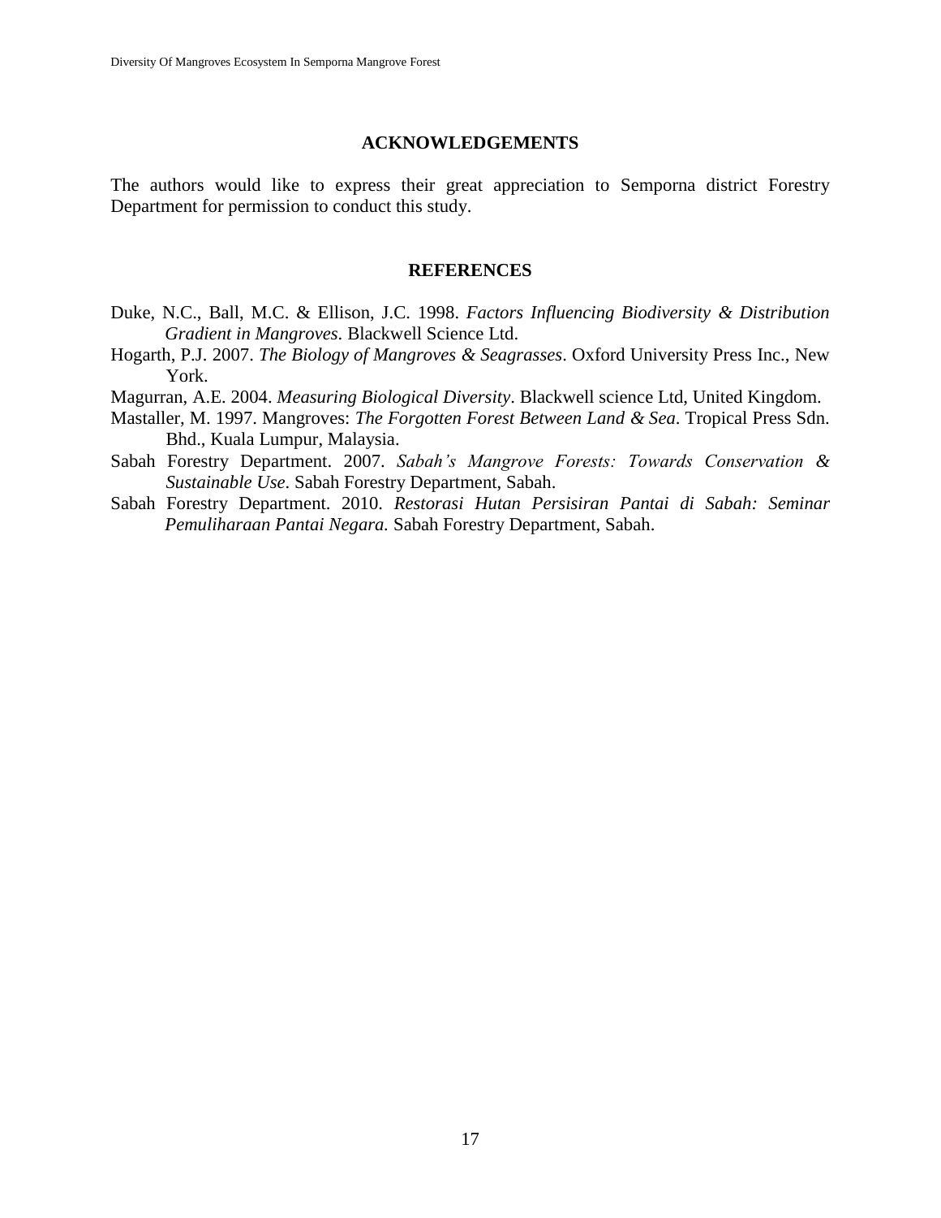## ACKNOWLEDGEMENTS

The authors would like to express their great appreciation to Semporna district Forestry Department for permission to conduct this study.

## REFERENCES

Duke, N.C., Ball, M.C. & Ellison, J.C. 1998. *Factors Influencing Biodiversity & Distribution Gradient in Mangroves*. Blackwell Science Ltd.

Hogarth, P.J. 2007. *The Biology of Mangroves & Seagrasses*. Oxford University Press Inc., New York.

Magurran, A.E. 2004. *Measuring Biological Diversity*. Blackwell science Ltd, United Kingdom.

Mastaller, M. 1997. Mangroves: *The Forgotten Forest Between Land & Sea*. Tropical Press Sdn. Bhd., Kuala Lumpur, Malaysia.

Sabah Forestry Department. 2007. *Sabah's Mangrove Forests: Towards Conservation & Sustainable Use*. Sabah Forestry Department, Sabah.

Sabah Forestry Department. 2010. *Restorasi Hutan Persisiran Pantai di Sabah: Seminar Pemuliharaan Pantai Negara.* Sabah Forestry Department, Sabah.